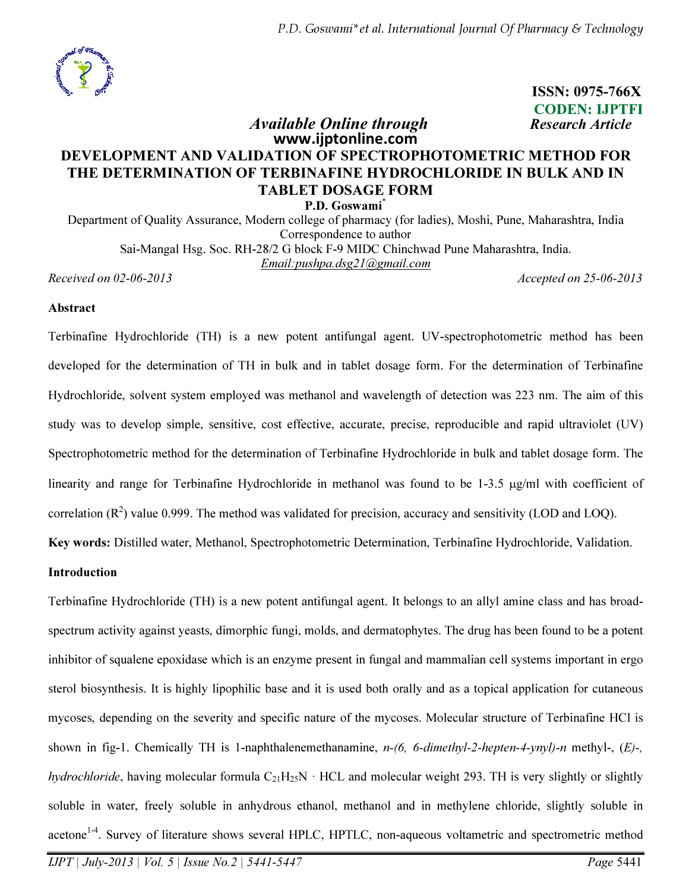ISSN: 0975-766X
CODEN: IJPTFI

*Available Online through* **Research Article**
**www.ijptonline.com**

# DEVELOPMENT AND VALIDATION OF SPECTROPHOTOMETRIC METHOD FOR THE DETERMINATION OF TERBINAFINE HYDROCHLORIDE IN BULK AND IN TABLET DOSAGE FORM

**P.D. Goswami***

Department of Quality Assurance, Modern college of pharmacy (for ladies), Moshi, Pune, Maharashtra, India
Correspondence to author
Sai-Mangal Hsg. Soc. RH-28/2 G block F-9 MIDC Chinchwad Pune Maharashtra, India.
Email:pushpa.dsg21@gmail.com

*Received on 02-06-2013* *Accepted on 25-06-2013*

## Abstract

Terbinafine Hydrochloride (TH) is a new potent antifungal agent. UV-spectrophotometric method has been developed for the determination of TH in bulk and in tablet dosage form. For the determination of Terbinafine Hydrochloride, solvent system employed was methanol and wavelength of detection was 223 nm. The aim of this study was to develop simple, sensitive, cost effective, accurate, precise, reproducible and rapid ultraviolet (UV) Spectrophotometric method for the determination of Terbinafine Hydrochloride in bulk and tablet dosage form. The linearity and range for Terbinafine Hydrochloride in methanol was found to be 1-3.5 μg/ml with coefficient of correlation ($R^2$) value 0.999. The method was validated for precision, accuracy and sensitivity (LOD and LOQ).

**Key words:** Distilled water, Methanol, Spectrophotometric Determination, Terbinafine Hydrochloride, Validation.

## Introduction

Terbinafine Hydrochloride (TH) is a new potent antifungal agent. It belongs to an allyl amine class and has broad-spectrum activity against yeasts, dimorphic fungi, molds, and dermatophytes. The drug has been found to be a potent inhibitor of squalene epoxidase which is an enzyme present in fungal and mammalian cell systems important in ergo sterol biosynthesis. It is highly lipophilic base and it is used both orally and as a topical application for cutaneous mycoses, depending on the severity and specific nature of the mycoses. Molecular structure of Terbinafine HCl is shown in fig-1. Chemically TH is 1-naphthalenemethanamine, *n-(6, 6-dimethyl-2-hepten-4-ynyl)-n* methyl-, (*E)-, hydrochloride*, having molecular formula $C_{21}H_{25}N \cdot HCL$ and molecular weight 293. TH is very slightly or slightly soluble in water, freely soluble in anhydrous ethanol, methanol and in methylene chloride, slightly soluble in acetone[1-4]. Survey of literature shows several HPLC, HPTLC, non-aqueous voltametric and spectrometric method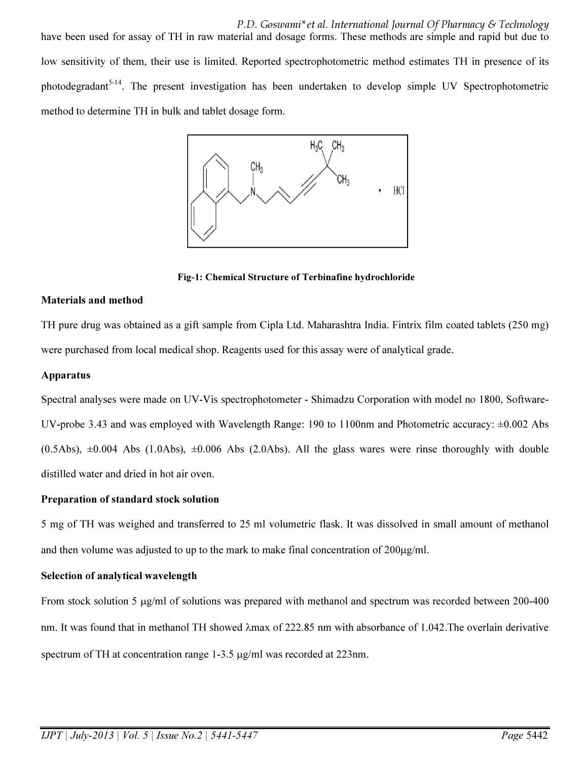have been used for assay of TH in raw material and dosage forms. These methods are simple and rapid but due to low sensitivity of them, their use is limited. Reported spectrophotometric method estimates TH in presence of its photodegradant[5-14]. The present investigation has been undertaken to develop simple UV Spectrophotometric method to determine TH in bulk and tablet dosage form.

**Fig-1: Chemical Structure of Terbinafine hydrochloride**

### Materials and method

TH pure drug was obtained as a gift sample from Cipla Ltd. Maharashtra India. Fintrix film coated tablets (250 mg) were purchased from local medical shop. Reagents used for this assay were of analytical grade.

### Apparatus

Spectral analyses were made on UV-Vis spectrophotometer - Shimadzu Corporation with model no 1800, Software-UV-probe 3.43 and was employed with Wavelength Range: 190 to 1100nm and Photometric accuracy: ±0.002 Abs (0.5Abs), ±0.004 Abs (1.0Abs), ±0.006 Abs (2.0Abs). All the glass wares were rinse thoroughly with double distilled water and dried in hot air oven.

### Preparation of standard stock solution

5 mg of TH was weighed and transferred to 25 ml volumetric flask. It was dissolved in small amount of methanol and then volume was adjusted to up to the mark to make final concentration of 200μg/ml.

### Selection of analytical wavelength

From stock solution 5 μg/ml of solutions was prepared with methanol and spectrum was recorded between 200-400 nm. It was found that in methanol TH showed λmax of 222.85 nm with absorbance of 1.042.The overlain derivative spectrum of TH at concentration range 1-3.5 μg/ml was recorded at 223nm.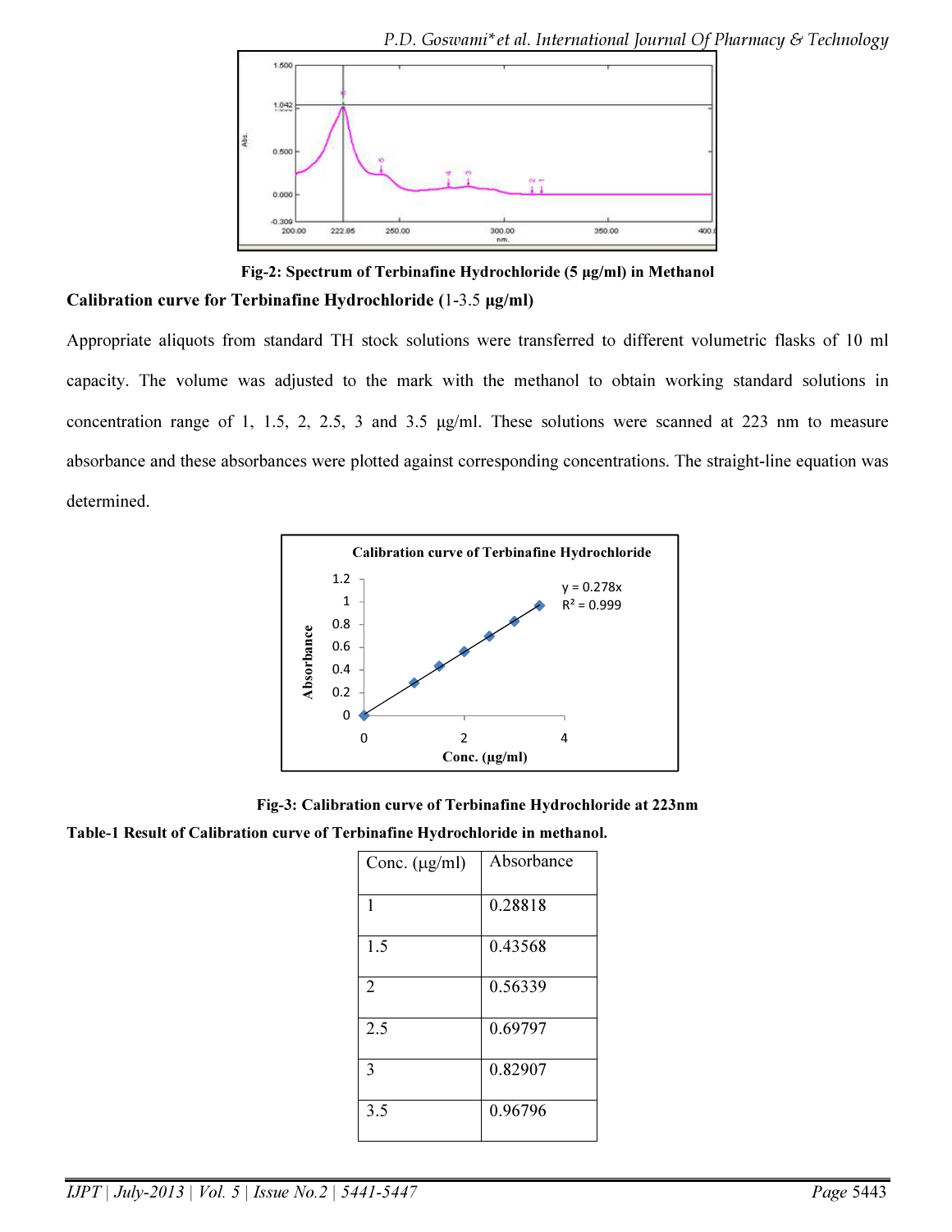Fig-2: Spectrum of Terbinafine Hydrochloride (5 μg/ml) in Methanol

**Calibration curve for Terbinafine Hydrochloride** (1-3.5 **μg/ml)**

Appropriate aliquots from standard TH stock solutions were transferred to different volumetric flasks of 10 ml capacity. The volume was adjusted to the mark with the methanol to obtain working standard solutions in concentration range of 1, 1.5, 2, 2.5, 3 and 3.5 μg/ml. These solutions were scanned at 223 nm to measure absorbance and these absorbances were plotted against corresponding concentrations. The straight-line equation was determined.

**Fig-3: Calibration curve of Terbinafine Hydrochloride at 223nm**

**Table-1 Result of Calibration curve of Terbinafine Hydrochloride in methanol.**

| Conc. (μg/ml) | Absorbance |
|---|---|
| 1 | 0.28818 |
| 1.5 | 0.43568 |
| 2 | 0.56339 |
| 2.5 | 0.69797 |
| 3 | 0.82907 |
| 3.5 | 0.96796 |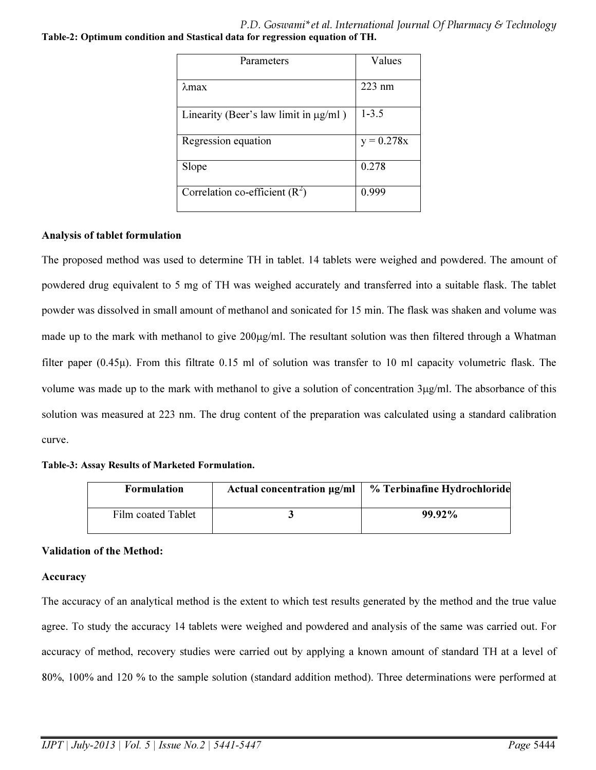**Table-2: Optimum condition and Stastical data for regression equation of TH.**

| Parameters | Values |
|---|---|
| λmax | 223 nm |
| Linearity (Beer's law limit in μg/ml ) | 1-3.5 |
| Regression equation | y = 0.278x |
| Slope | 0.278 |
| Correlation co-efficient ($R^2$) | 0.999 |

**Analysis of tablet formulation**

The proposed method was used to determine TH in tablet. 14 tablets were weighed and powdered. The amount of powdered drug equivalent to 5 mg of TH was weighed accurately and transferred into a suitable flask. The tablet powder was dissolved in small amount of methanol and sonicated for 15 min. The flask was shaken and volume was made up to the mark with methanol to give 200μg/ml. The resultant solution was then filtered through a Whatman filter paper (0.45μ). From this filtrate 0.15 ml of solution was transfer to 10 ml capacity volumetric flask. The volume was made up to the mark with methanol to give a solution of concentration 3μg/ml. The absorbance of this solution was measured at 223 nm. The drug content of the preparation was calculated using a standard calibration curve.

**Table-3: Assay Results of Marketed Formulation.**

| Formulation | Actual concentration μg/ml | % Terbinafine Hydrochloride |
|---|---|---|
| Film coated Tablet | **3** | **99.92%** |

**Validation of the Method:**

**Accuracy**

The accuracy of an analytical method is the extent to which test results generated by the method and the true value agree. To study the accuracy 14 tablets were weighed and powdered and analysis of the same was carried out. For accuracy of method, recovery studies were carried out by applying a known amount of standard TH at a level of 80%, 100% and 120 % to the sample solution (standard addition method). Three determinations were performed at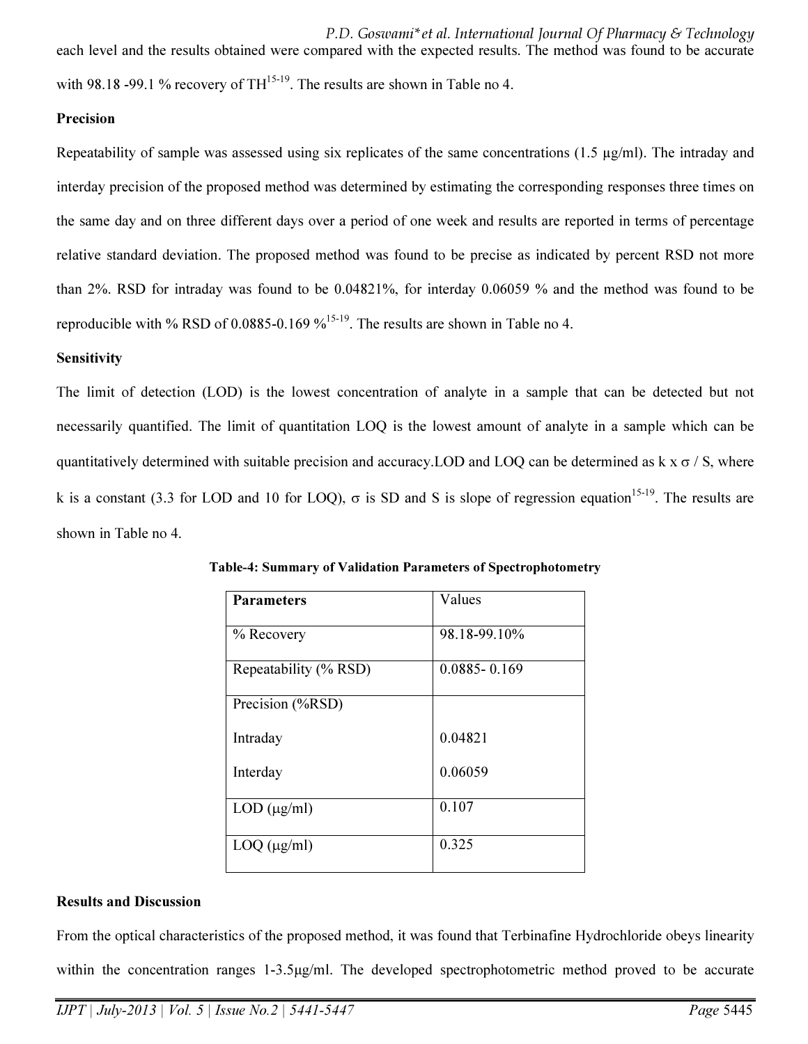each level and the results obtained were compared with the expected results. The method was found to be accurate with 98.18 -99.1 % recovery of TH[15-19]. The results are shown in Table no 4.

**Precision**

Repeatability of sample was assessed using six replicates of the same concentrations (1.5 µg/ml). The intraday and interday precision of the proposed method was determined by estimating the corresponding responses three times on the same day and on three different days over a period of one week and results are reported in terms of percentage relative standard deviation. The proposed method was found to be precise as indicated by percent RSD not more than 2%. RSD for intraday was found to be 0.04821%, for interday 0.06059 % and the method was found to be reproducible with % RSD of 0.0885-0.169 %[15-19]. The results are shown in Table no 4.

**Sensitivity**

The limit of detection (LOD) is the lowest concentration of analyte in a sample that can be detected but not necessarily quantified. The limit of quantitation LOQ is the lowest amount of analyte in a sample which can be quantitatively determined with suitable precision and accuracy.LOD and LOQ can be determined as $k \times \sigma / S$, where k is a constant (3.3 for LOD and 10 for LOQ), $\sigma$ is SD and S is slope of regression equation[15-19]. The results are shown in Table no 4.

**Table-4: Summary of Validation Parameters of Spectrophotometry**

| Parameters | Values |
|---|---|
| % Recovery | 98.18-99.10% |
| Repeatability (% RSD) | 0.0885- 0.169 |
| Precision (%RSD)<br>Intraday<br>Interday | <br>0.04821<br>0.06059 |
| LOD (µg/ml) | 0.107 |
| LOQ (µg/ml) | 0.325 |

**Results and Discussion**

From the optical characteristics of the proposed method, it was found that Terbinafine Hydrochloride obeys linearity within the concentration ranges 1-3.5µg/ml. The developed spectrophotometric method proved to be accurate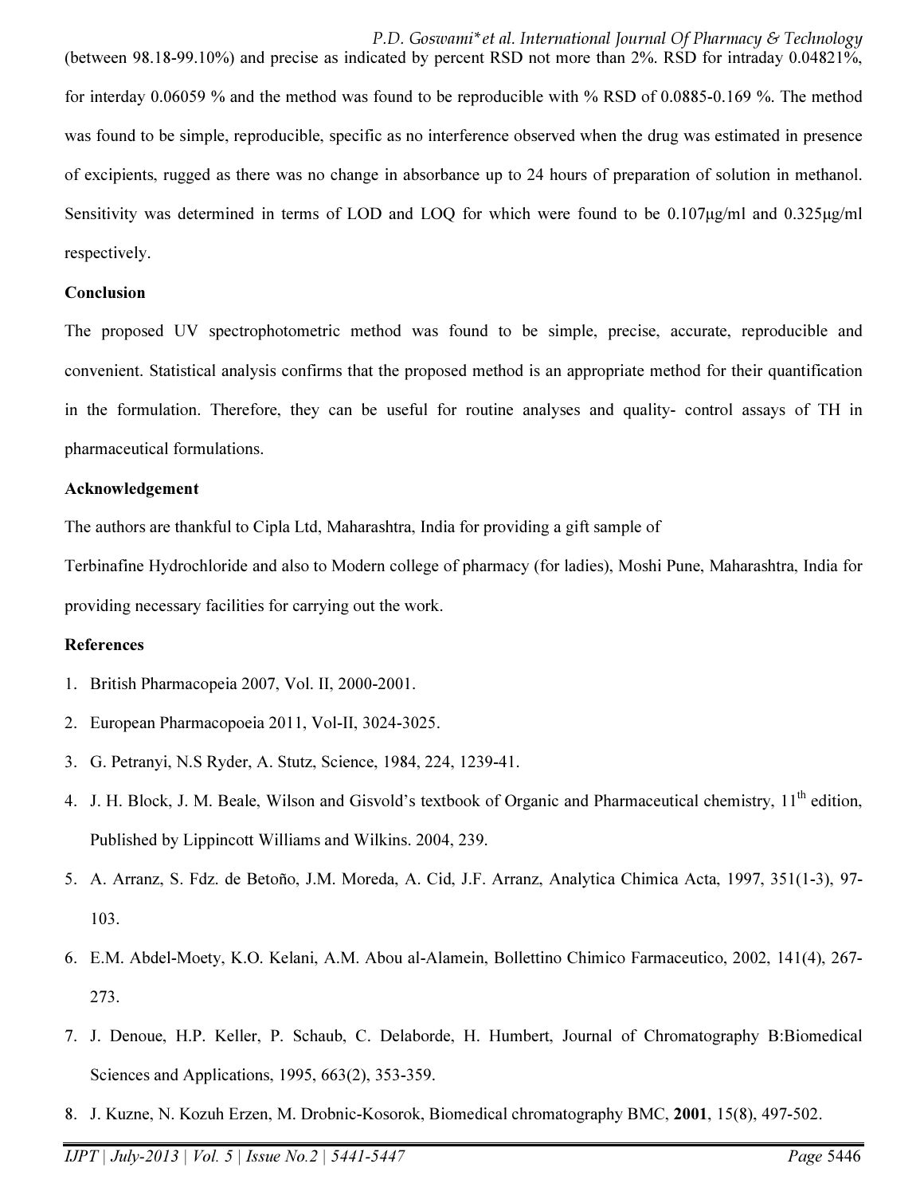(between 98.18-99.10%) and precise as indicated by percent RSD not more than 2%. RSD for intraday 0.04821%, for interday 0.06059 % and the method was found to be reproducible with % RSD of 0.0885-0.169 %. The method was found to be simple, reproducible, specific as no interference observed when the drug was estimated in presence of excipients, rugged as there was no change in absorbance up to 24 hours of preparation of solution in methanol. Sensitivity was determined in terms of LOD and LOQ for which were found to be 0.107μg/ml and 0.325μg/ml respectively.

**Conclusion**

The proposed UV spectrophotometric method was found to be simple, precise, accurate, reproducible and convenient. Statistical analysis confirms that the proposed method is an appropriate method for their quantification in the formulation. Therefore, they can be useful for routine analyses and quality- control assays of TH in pharmaceutical formulations.

**Acknowledgement**

The authors are thankful to Cipla Ltd, Maharashtra, India for providing a gift sample of Terbinafine Hydrochloride and also to Modern college of pharmacy (for ladies), Moshi Pune, Maharashtra, India for providing necessary facilities for carrying out the work.

**References**

1. British Pharmacopeia 2007, Vol. II, 2000-2001.
2. European Pharmacopoeia 2011, Vol-II, 3024-3025.
3. G. Petranyi, N.S Ryder, A. Stutz, Science, 1984, 224, 1239-41.
4. J. H. Block, J. M. Beale, Wilson and Gisvold's textbook of Organic and Pharmaceutical chemistry, 11th edition, Published by Lippincott Williams and Wilkins. 2004, 239.
5. A. Arranz, S. Fdz. de Betoño, J.M. Moreda, A. Cid, J.F. Arranz, Analytica Chimica Acta, 1997, 351(1-3), 97-103.
6. E.M. Abdel-Moety, K.O. Kelani, A.M. Abou al-Alamein, Bollettino Chimico Farmaceutico, 2002, 141(4), 267-273.
7. J. Denoue, H.P. Keller, P. Schaub, C. Delaborde, H. Humbert, Journal of Chromatography B:Biomedical Sciences and Applications, 1995, 663(2), 353-359.
8. J. Kuzne, N. Kozuh Erzen, M. Drobnic-Kosorok, Biomedical chromatography BMC, **2001**, 15(8), 497-502.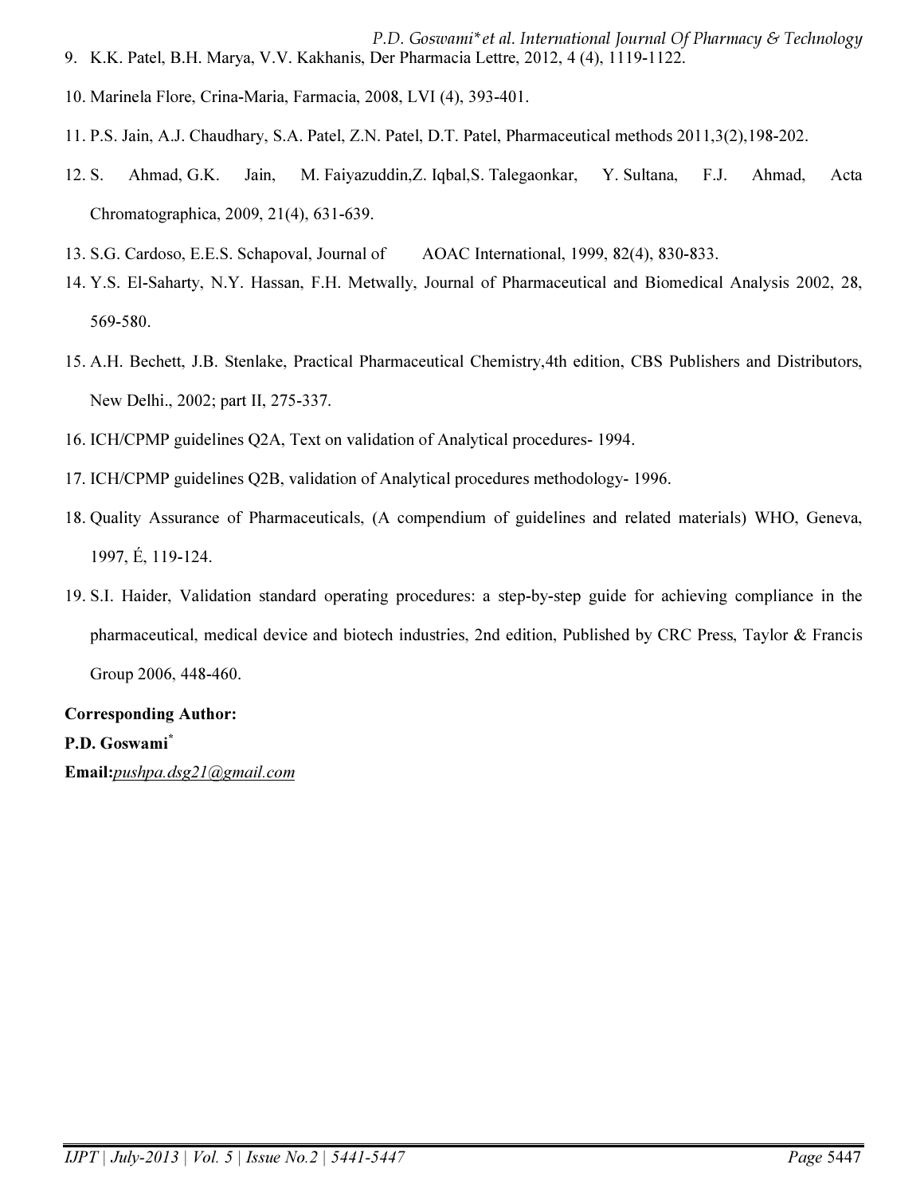9. K.K. Patel, B.H. Marya, V.V. Kakhanis, Der Pharmacia Lettre, 2012, 4 (4), 1119-1122.

10. Marinela Flore, Crina-Maria, Farmacia, 2008, LVI (4), 393-401.

11. P.S. Jain, A.J. Chaudhary, S.A. Patel, Z.N. Patel, D.T. Patel, Pharmaceutical methods 2011,3(2),198-202.

12. S. Ahmad, G.K. Jain, M. Faiyazuddin,Z. Iqbal,S. Talegaonkar, Y. Sultana, F.J. Ahmad, Acta Chromatographica, 2009, 21(4), 631-639.

13. S.G. Cardoso, E.E.S. Schapoval, Journal of AOAC International, 1999, 82(4), 830-833.

14. Y.S. El-Saharty, N.Y. Hassan, F.H. Metwally, Journal of Pharmaceutical and Biomedical Analysis 2002, 28, 569-580.

15. A.H. Bechett, J.B. Stenlake, Practical Pharmaceutical Chemistry,4th edition, CBS Publishers and Distributors, New Delhi., 2002; part II, 275-337.

16. ICH/CPMP guidelines Q2A, Text on validation of Analytical procedures- 1994.

17. ICH/CPMP guidelines Q2B, validation of Analytical procedures methodology- 1996.

18. Quality Assurance of Pharmaceuticals, (A compendium of guidelines and related materials) WHO, Geneva, 1997, É, 119-124.

19. S.I. Haider, Validation standard operating procedures: a step-by-step guide for achieving compliance in the pharmaceutical, medical device and biotech industries, 2nd edition, Published by CRC Press, Taylor & Francis Group 2006, 448-460.

**Corresponding Author:**

**P.D. Goswami***

**Email:**pushpa.dsg21@gmail.com